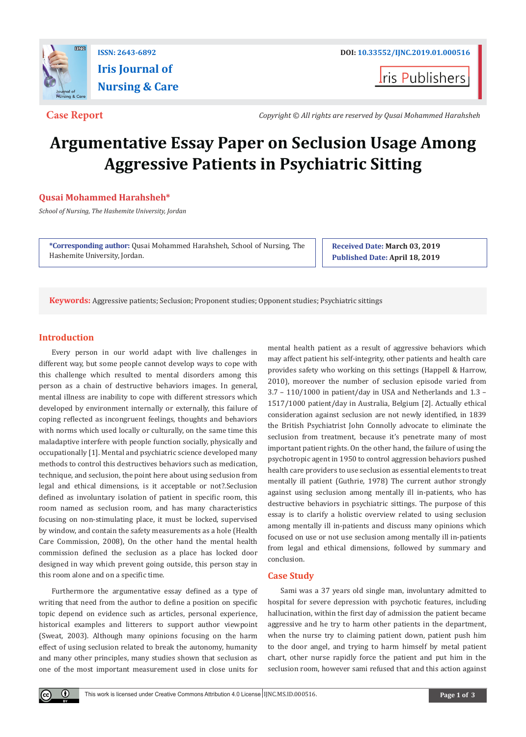ISSN: 2643-6892

# Iris Journal of Nursing & Care

DOI: 10.33552/IJNC.2019.01.000516

Iris Publishers

**Case Report**

*Copyright © All rights are reserved by Qusai Mohammed Harahsheh*

# Argumentative Essay Paper on Seclusion Usage Among Aggressive Patients in Psychiatric Sitting

**Qusai Mohammed Harahsheh***

*School of Nursing, The Hashemite University, Jordan*

**\*Corresponding author:** Qusai Mohammed Harahsheh, School of Nursing, The Hashemite University, Jordan.

**Received Date:** March 03, 2019

**Published Date:** April 18, 2019

**Keywords:** Aggressive patients; Seclusion; Proponent studies; Opponent studies; Psychiatric sittings

## Introduction

Every person in our world adapt with live challenges in different way, but some people cannot develop ways to cope with this challenge which resulted to mental disorders among this person as a chain of destructive behaviors images. In general, mental illness are inability to cope with different stressors which developed by environment internally or externally, this failure of coping reflected as incongruent feelings, thoughts and behaviors with norms which used locally or culturally, on the same time this maladaptive interfere with people function socially, physically and occupationally [1]. Mental and psychiatric science developed many methods to control this destructives behaviors such as medication, technique, and seclusion, the point here about using seclusion from legal and ethical dimensions, is it acceptable or not?.Seclusion defined as involuntary isolation of patient in specific room, this room named as seclusion room, and has many characteristics focusing on non-stimulating place, it must be locked, supervised by window, and contain the safety measurements as a hole (Health Care Commission, 2008), On the other hand the mental health commission defined the seclusion as a place has locked door designed in way which prevent going outside, this person stay in this room alone and on a specific time.

Furthermore the argumentative essay defined as a type of writing that need from the author to define a position on specific topic depend on evidence such as articles, personal experience, historical examples and litterers to support author viewpoint (Sweat, 2003). Although many opinions focusing on the harm effect of using seclusion related to break the autonomy, humanity and many other principles, many studies shown that seclusion as one of the most important measurement used in close units for mental health patient as a result of aggressive behaviors which may affect patient his self-integrity, other patients and health care provides safety who working on this settings (Happell & Harrow, 2010), moreover the number of seclusion episode varied from 3.7 – 110/1000 in patient/day in USA and Netherlands and 1.3 – 1517/1000 patient/day in Australia, Belgium [2]. Actually ethical consideration against seclusion are not newly identified, in 1839 the British Psychiatrist John Connolly advocate to eliminate the seclusion from treatment, because it's penetrate many of most important patient rights. On the other hand, the failure of using the psychotropic agent in 1950 to control aggression behaviors pushed health care providers to use seclusion as essential elements to treat mentally ill patient (Guthrie, 1978) The current author strongly against using seclusion among mentally ill in-patients, who has destructive behaviors in psychiatric sittings. The purpose of this essay is to clarify a holistic overview related to using seclusion among mentally ill in-patients and discuss many opinions which focused on use or not use seclusion among mentally ill in-patients from legal and ethical dimensions, followed by summary and conclusion.

## Case Study

Sami was a 37 years old single man, involuntary admitted to hospital for severe depression with psychotic features, including hallucination, within the first day of admission the patient became aggressive and he try to harm other patients in the department, when the nurse try to claiming patient down, patient push him to the door angel, and trying to harm himself by metal patient chart, other nurse rapidly force the patient and put him in the seclusion room, however sami refused that and this action against

This work is licensed under Creative Commons Attribution 4.0 License | IJNC.MS.ID.000516.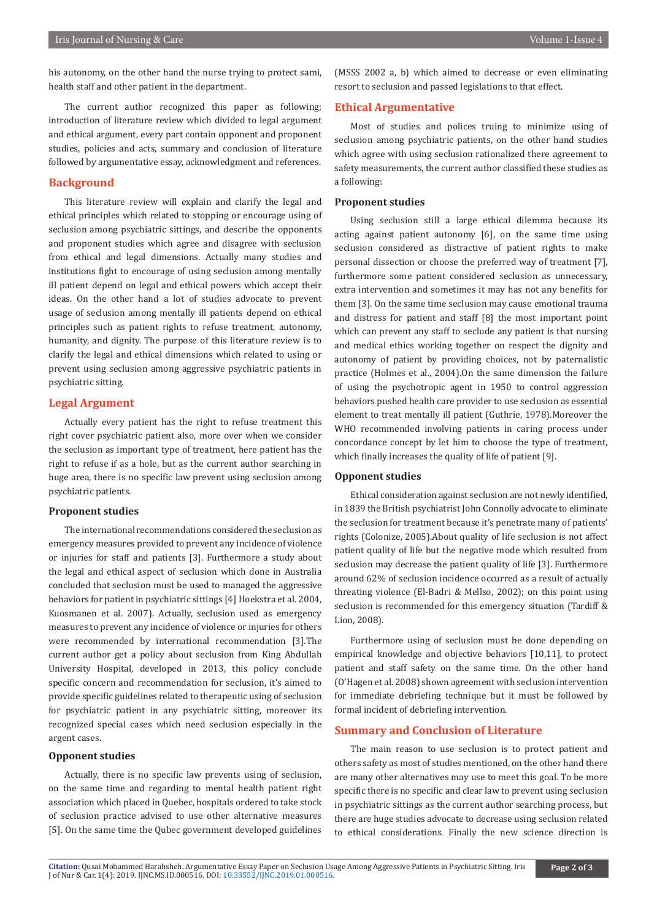his autonomy, on the other hand the nurse trying to protect sami, health staff and other patient in the department.

The current author recognized this paper as following; introduction of literature review which divided to legal argument and ethical argument, every part contain opponent and proponent studies, policies and acts, summary and conclusion of literature followed by argumentative essay, acknowledgment and references.

## Background

This literature review will explain and clarify the legal and ethical principles which related to stopping or encourage using of seclusion among psychiatric settings, and describe the opponents and proponent studies which agree and disagree with seclusion from ethical and legal dimensions. Actually many studies and institutions fight to encourage of using seclusion among mentally ill patient depend on legal and ethical powers which accept their ideas. On the other hand a lot of studies advocate to prevent usage of seclusion among mentally ill patients depend on ethical principles such as patient rights to refuse treatment, autonomy, humanity, and dignity. The purpose of this literature review is to clarify the legal and ethical dimensions which related to using or prevent using seclusion among aggressive psychiatric patients in psychiatric sitting.

## Legal Argument

Actually every patient has the right to refuse treatment this right cover psychiatric patient also, more over when we consider the seclusion as important type of treatment, here patient has the right to refuse if as a hole, but as the current author searching in huge area, there is no specific law prevent using seclusion among psychiatric patients.

### Proponent studies

The international recommendations considered the seclusion as emergency measures provided to prevent any incidence of violence or injuries for staff and patients [3]. Furthermore a study about the legal and ethical aspect of seclusion which done in Australia concluded that seclusion must be used to managed the aggressive behaviors for patient in psychiatric sittings [4] Hoekstra et al. 2004, Kuosmanen et al. 2007). Actually, seclusion used as emergency measures to prevent any incidence of violence or injuries for others were recommended by international recommendation [3].The current author get a policy about seclusion from King Abdullah University Hospital, developed in 2013, this policy conclude specific concern and recommendation for seclusion, it's aimed to provide specific guidelines related to therapeutic using of seclusion for psychiatric patient in any psychiatric sitting, moreover its recognized special cases which need seclusion especially in the argent cases.

### Opponent studies

Actually, there is no specific law prevents using of seclusion, on the same time and regarding to mental health patient right association which placed in Quebec, hospitals ordered to take stock of seclusion practice advised to use other alternative measures [5]. On the same time the Qubec government developed guidelines (MSSS 2002 a, b) which aimed to decrease or even eliminating resort to seclusion and passed legislations to that effect.

## Ethical Argumentative

Most of studies and polices truing to minimize using of seclusion among psychiatric patients, on the other hand studies which agree with using seclusion rationalized there agreement to safety measurements, the current author classified these studies as a following:

### Proponent studies

Using seclusion still a large ethical dilemma because its acting against patient autonomy [6], on the same time using seclusion considered as distractive of patient rights to make personal dissection or choose the preferred way of treatment [7], furthermore some patient considered seclusion as unnecessary, extra intervention and sometimes it may has not any benefits for them [3]. On the same time seclusion may cause emotional trauma and distress for patient and staff [8] the most important point which can prevent any staff to seclude any patient is that nursing and medical ethics working together on respect the dignity and autonomy of patient by providing choices, not by paternalistic practice (Holmes et al., 2004).On the same dimension the failure of using the psychotropic agent in 1950 to control aggression behaviors pushed health care provider to use seclusion as essential element to treat mentally ill patient (Guthrie, 1978).Moreover the WHO recommended involving patients in caring process under concordance concept by let him to choose the type of treatment, which finally increases the quality of life of patient [9].

### Opponent studies

Ethical consideration against seclusion are not newly identified, in 1839 the British psychiatrist John Connolly advocate to eliminate the seclusion for treatment because it's penetrate many of patients' rights (Colonize, 2005).About quality of life seclusion is not affect patient quality of life but the negative mode which resulted from seclusion may decrease the patient quality of life [3]. Furthermore around 62% of seclusion incidence occurred as a result of actually threating violence (El-Badri & Mellso, 2002); on this point using seclusion is recommended for this emergency situation (Tardiff & Lion, 2008).

Furthermore using of seclusion must be done depending on empirical knowledge and objective behaviors [10,11], to protect patient and staff safety on the same time. On the other hand (O'Hagen et al. 2008) shown agreement with seclusion intervention for immediate debriefing technique but it must be followed by formal incident of debriefing intervention.

## Summary and Conclusion of Literature

The main reason to use seclusion is to protect patient and others safety as most of studies mentioned, on the other hand there are many other alternatives may use to meet this goal. To be more specific there is no specific and clear law to prevent using seclusion in psychiatric sittings as the current author searching process, but there are huge studies advocate to decrease using seclusion related to ethical considerations. Finally the new science direction is

**Citation:** Qusai Mohammed Harahsheh. Argumentative Essay Paper on Seclusion Usage Among Aggressive Patients in Psychiatric Sitting. Iris J of Nur & Car. 1(4): 2019. IJNC.MS.ID.000516. DOI: 10.33552/IJNC.2019.01.000516.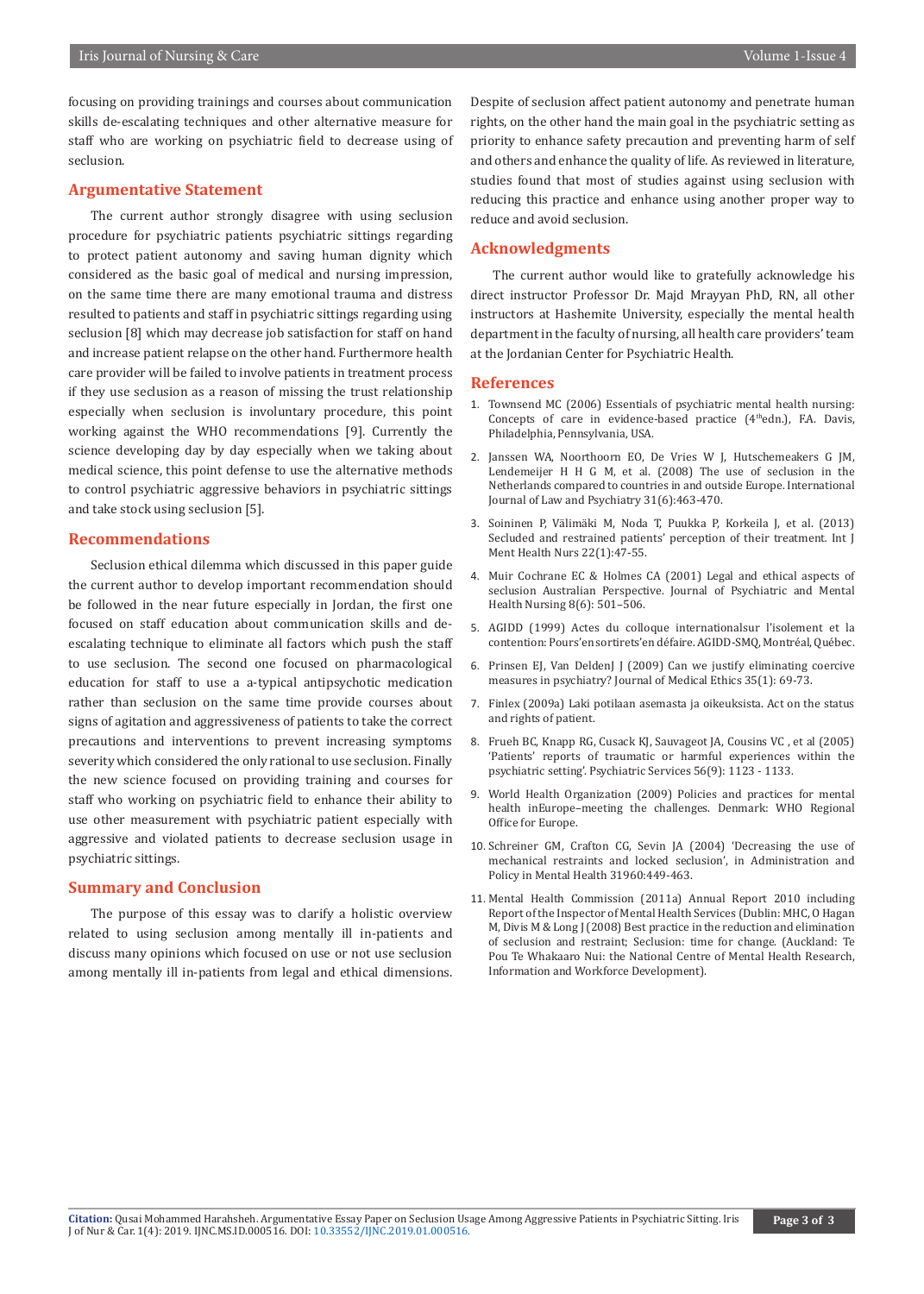focusing on providing trainings and courses about communication skills de-escalating techniques and other alternative measure for staff who are working on psychiatric field to decrease using of seclusion.

## Argumentative Statement

The current author strongly disagree with using seclusion procedure for psychiatric patients psychiatric sittings regarding to protect patient autonomy and saving human dignity which considered as the basic goal of medical and nursing impression, on the same time there are many emotional trauma and distress resulted to patients and staff in psychiatric sittings regarding using seclusion [8] which may decrease job satisfaction for staff on hand and increase patient relapse on the other hand. Furthermore health care provider will be failed to involve patients in treatment process if they use seclusion as a reason of missing the trust relationship especially when seclusion is involuntary procedure, this point working against the WHO recommendations [9]. Currently the science developing day by day especially when we taking about medical science, this point defense to use the alternative methods to control psychiatric aggressive behaviors in psychiatric sittings and take stock using seclusion [5].

## Recommendations

Seclusion ethical dilemma which discussed in this paper guide the current author to develop important recommendation should be followed in the near future especially in Jordan, the first one focused on staff education about communication skills and de-escalating technique to eliminate all factors which push the staff to use seclusion. The second one focused on pharmacological education for staff to use a a-typical antipsychotic medication rather than seclusion on the same time provide courses about signs of agitation and aggressiveness of patients to take the correct precautions and interventions to prevent increasing symptoms severity which considered the only rational to use seclusion. Finally the new science focused on providing training and courses for staff who working on psychiatric field to enhance their ability to use other measurement with psychiatric patient especially with aggressive and violated patients to decrease seclusion usage in psychiatric sittings.

## Summary and Conclusion

The purpose of this essay was to clarify a holistic overview related to using seclusion among mentally ill in-patients and discuss many opinions which focused on use or not use seclusion among mentally ill in-patients from legal and ethical dimensions. Despite of seclusion affect patient autonomy and penetrate human rights, on the other hand the main goal in the psychiatric setting as priority to enhance safety precaution and preventing harm of self and others and enhance the quality of life. As reviewed in literature, studies found that most of studies against using seclusion with reducing this practice and enhance using another proper way to reduce and avoid seclusion.

## Acknowledgments

The current author would like to gratefully acknowledge his direct instructor Professor Dr. Majd Mrayyan PhD, RN, all other instructors at Hashemite University, especially the mental health department in the faculty of nursing, all health care providers' team at the Jordanian Center for Psychiatric Health.

## References

1. Townsend MC (2006) Essentials of psychiatric mental health nursing: Concepts of care in evidence-based practice (4thedn.), F.A. Davis, Philadelphia, Pennsylvania, USA.
2. Janssen WA, Noorthoorn EO, De Vries W J, Hutschemeakers G JM, Lendemeijer H H G M, et al. (2008) The use of seclusion in the Netherlands compared to countries in and outside Europe. International Journal of Law and Psychiatry 31(6):463-470.
3. Soininen P, Välimäki M, Noda T, Puukka P, Korkeila J, et al. (2013) Secluded and restrained patients' perception of their treatment. Int J Ment Health Nurs 22(1):47-55.
4. Muir Cochrane EC & Holmes CA (2001) Legal and ethical aspects of seclusion Australian Perspective. Journal of Psychiatric and Mental Health Nursing 8(6): 501–506.
5. AGIDD (1999) Actes du colloque internationalsur l'isolement et la contention: Pours'ensortirets'en défaire. AGIDD-SMQ, Montréal, Québec.
6. Prinsen EJ, Van DeldenJ J (2009) Can we justify eliminating coercive measures in psychiatry? Journal of Medical Ethics 35(1): 69-73.
7. Finlex (2009a) Laki potilaan asemasta ja oikeuksista. Act on the status and rights of patient.
8. Frueh BC, Knapp RG, Cusack KJ, Sauvageot JA, Cousins VC , et al (2005) 'Patients' reports of traumatic or harmful experiences within the psychiatric setting'. Psychiatric Services 56(9): 1123 - 1133.
9. World Health Organization (2009) Policies and practices for mental health inEurope–meeting the challenges. Denmark: WHO Regional Office for Europe.
10. Schreiner GM, Crafton CG, Sevin JA (2004) 'Decreasing the use of mechanical restraints and locked seclusion', in Administration and Policy in Mental Health 31960:449-463.
11. Mental Health Commission (2011a) Annual Report 2010 including Report of the Inspector of Mental Health Services (Dublin: MHC, O Hagan M, Divis M & Long J (2008) Best practice in the reduction and elimination of seclusion and restraint; Seclusion: time for change. (Auckland: Te Pou Te Whakaaro Nui: the National Centre of Mental Health Research, Information and Workforce Development).